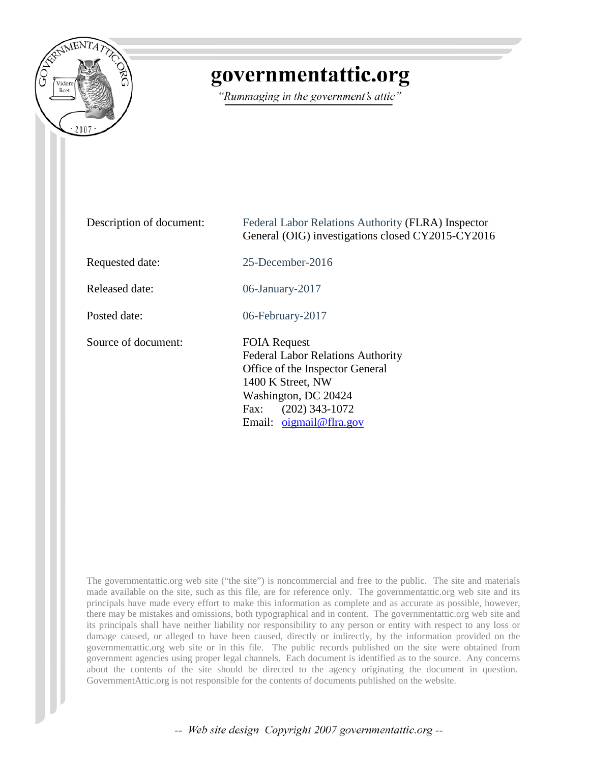# governmentattic.org

*"Rummaging in the government's attic"*

| | |
|---|---|
| Description of document: | Federal Labor Relations Authority (FLRA) Inspector General (OIG) investigations closed CY2015-CY2016 |
| Requested date: | 25-December-2016 |
| Released date: | 06-January-2017 |
| Posted date: | 06-February-2017 |
| Source of document: | FOIA Request<br>Federal Labor Relations Authority<br>Office of the Inspector General<br>1400 K Street, NW<br>Washington, DC 20424<br>Fax: (202) 343-1072<br>Email: oigmail@flra.gov |

The governmentattic.org web site ("the site") is noncommercial and free to the public. The site and materials made available on the site, such as this file, are for reference only. The governmentattic.org web site and its principals have made every effort to make this information as complete and as accurate as possible, however, there may be mistakes and omissions, both typographical and in content. The governmentattic.org web site and its principals shall have neither liability nor responsibility to any person or entity with respect to any loss or damage caused, or alleged to have been caused, directly or indirectly, by the information provided on the governmentattic.org web site or in this file. The public records published on the site were obtained from government agencies using proper legal channels. Each document is identified as to the source. Any concerns about the contents of the site should be directed to the agency originating the document in question. GovernmentAttic.org is not responsible for the contents of documents published on the website.

-- Web site design Copyright 2007 governmentattic.org --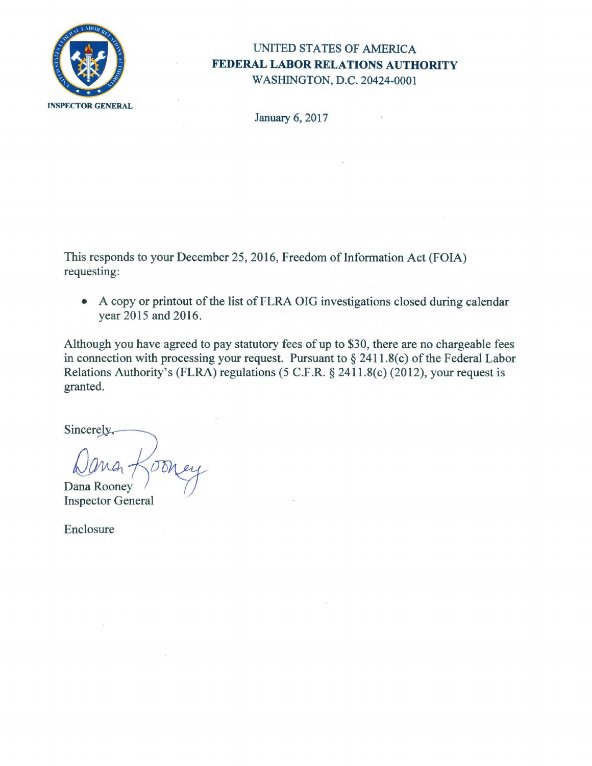UNITED STATES OF AMERICA
**FEDERAL LABOR RELATIONS AUTHORITY**
WASHINGTON, D.C. 20424-0001

**INSPECTOR GENERAL**

January 6, 2017

This responds to your December 25, 2016, Freedom of Information Act (FOIA) requesting:

- A copy or printout of the list of FLRA OIG investigations closed during calendar year 2015 and 2016.

Although you have agreed to pay statutory fees of up to $30, there are no chargeable fees in connection with processing your request. Pursuant to § 2411.8(c) of the Federal Labor Relations Authority's (FLRA) regulations (5 C.F.R. § 2411.8(c) (2012), your request is granted.

Sincerely,

Dana Rooney
Inspector General

Enclosure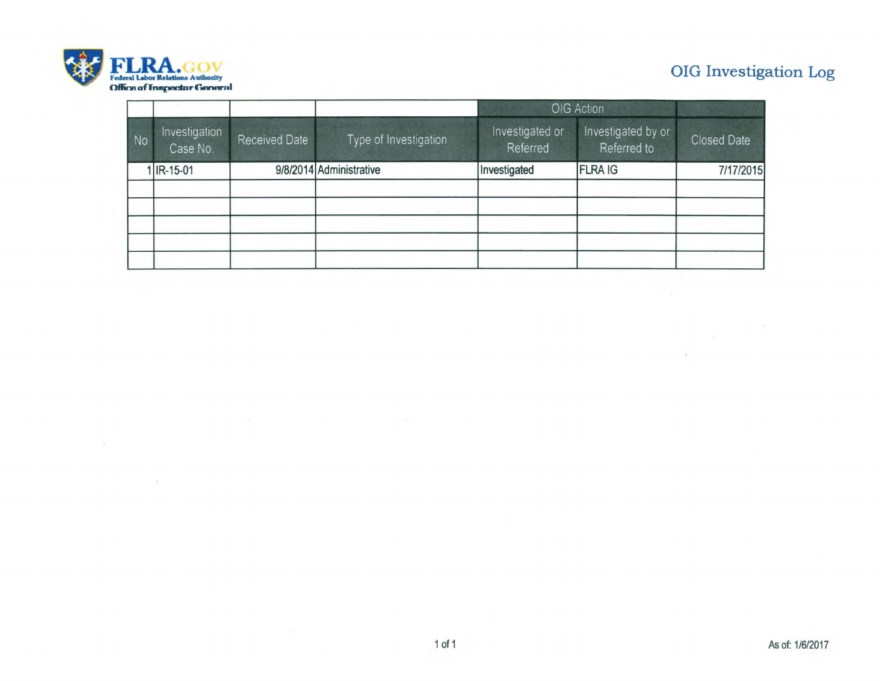**FLRA.GOV**
**Federal Labor Relations Authority**
**Office of Inspector General**

# OIG Investigation Log

| | | | | OIG Action | | |
|---|---|---|---|---|---|---|
| No | Investigation Case No. | Received Date | Type of Investigation | Investigated or Referred | Investigated by or Referred to | Closed Date |
| 1 | IR-15-01 | 9/8/2014 | Administrative | Investigated | FLRA IG | 7/17/2015 |
| | | | | | | |
| | | | | | | |
| | | | | | | |
| | | | | | | |
| | | | | | | |

As of: 1/6/2017